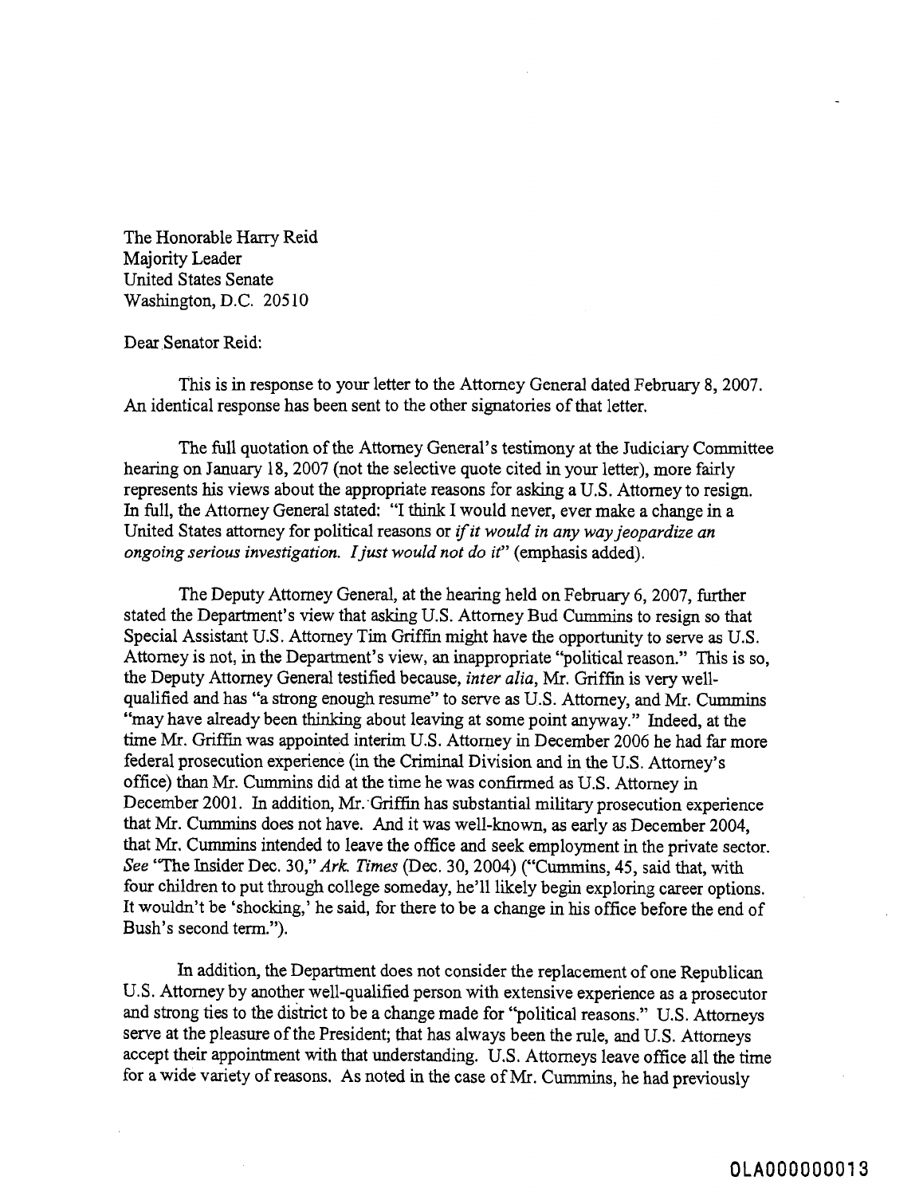The Honorable Harry Reid
Majority Leader
United States Senate
Washington, D.C. 20510

Dear Senator Reid:

This is in response to your letter to the Attorney General dated February 8, 2007. An identical response has been sent to the other signatories of that letter.

The full quotation of the Attorney General's testimony at the Judiciary Committee hearing on January 18, 2007 (not the selective quote cited in your letter), more fairly represents his views about the appropriate reasons for asking a U.S. Attorney to resign. In full, the Attorney General stated: "I think I would never, ever make a change in a United States attorney for political reasons or *if it would in any way jeopardize an ongoing serious investigation. I just would not do it*" (emphasis added).

The Deputy Attorney General, at the hearing held on February 6, 2007, further stated the Department's view that asking U.S. Attorney Bud Cummins to resign so that Special Assistant U.S. Attorney Tim Griffin might have the opportunity to serve as U.S. Attorney is not, in the Department's view, an inappropriate "political reason." This is so, the Deputy Attorney General testified because, *inter alia*, Mr. Griffin is very well-qualified and has "a strong enough resume" to serve as U.S. Attorney, and Mr. Cummins "may have already been thinking about leaving at some point anyway." Indeed, at the time Mr. Griffin was appointed interim U.S. Attorney in December 2006 he had far more federal prosecution experience (in the Criminal Division and in the U.S. Attorney's office) than Mr. Cummins did at the time he was confirmed as U.S. Attorney in December 2001. In addition, Mr. Griffin has substantial military prosecution experience that Mr. Cummins does not have. And it was well-known, as early as December 2004, that Mr. Cummins intended to leave the office and seek employment in the private sector. *See* "The Insider Dec. 30," *Ark. Times* (Dec. 30, 2004) ("Cummins, 45, said that, with four children to put through college someday, he'll likely begin exploring career options. It wouldn't be 'shocking,' he said, for there to be a change in his office before the end of Bush's second term.").

In addition, the Department does not consider the replacement of one Republican U.S. Attorney by another well-qualified person with extensive experience as a prosecutor and strong ties to the district to be a change made for "political reasons." U.S. Attorneys serve at the pleasure of the President; that has always been the rule, and U.S. Attorneys accept their appointment with that understanding. U.S. Attorneys leave office all the time for a wide variety of reasons. As noted in the case of Mr. Cummins, he had previously

OLA000000013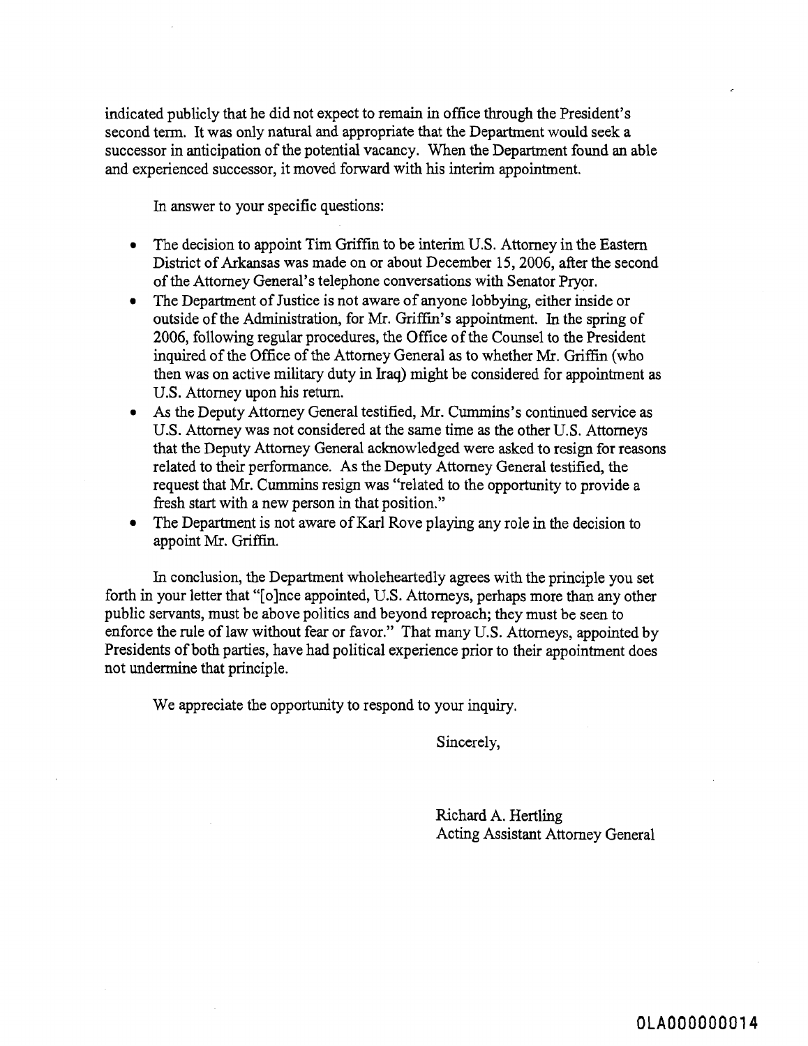indicated publicly that he did not expect to remain in office through the President's second term. It was only natural and appropriate that the Department would seek a successor in anticipation of the potential vacancy. When the Department found an able and experienced successor, it moved forward with his interim appointment.

In answer to your specific questions:

- The decision to appoint Tim Griffin to be interim U.S. Attorney in the Eastern District of Arkansas was made on or about December 15, 2006, after the second of the Attorney General's telephone conversations with Senator Pryor.
- The Department of Justice is not aware of anyone lobbying, either inside or outside of the Administration, for Mr. Griffin's appointment. In the spring of 2006, following regular procedures, the Office of the Counsel to the President inquired of the Office of the Attorney General as to whether Mr. Griffin (who then was on active military duty in Iraq) might be considered for appointment as U.S. Attorney upon his return.
- As the Deputy Attorney General testified, Mr. Cummins's continued service as U.S. Attorney was not considered at the same time as the other U.S. Attorneys that the Deputy Attorney General acknowledged were asked to resign for reasons related to their performance. As the Deputy Attorney General testified, the request that Mr. Cummins resign was "related to the opportunity to provide a fresh start with a new person in that position."
- The Department is not aware of Karl Rove playing any role in the decision to appoint Mr. Griffin.

In conclusion, the Department wholeheartedly agrees with the principle you set forth in your letter that "[o]nce appointed, U.S. Attorneys, perhaps more than any other public servants, must be above politics and beyond reproach; they must be seen to enforce the rule of law without fear or favor." That many U.S. Attorneys, appointed by Presidents of both parties, have had political experience prior to their appointment does not undermine that principle.

We appreciate the opportunity to respond to your inquiry.

Sincerely,

Richard A. Hertling
Acting Assistant Attorney General

OLA000000014